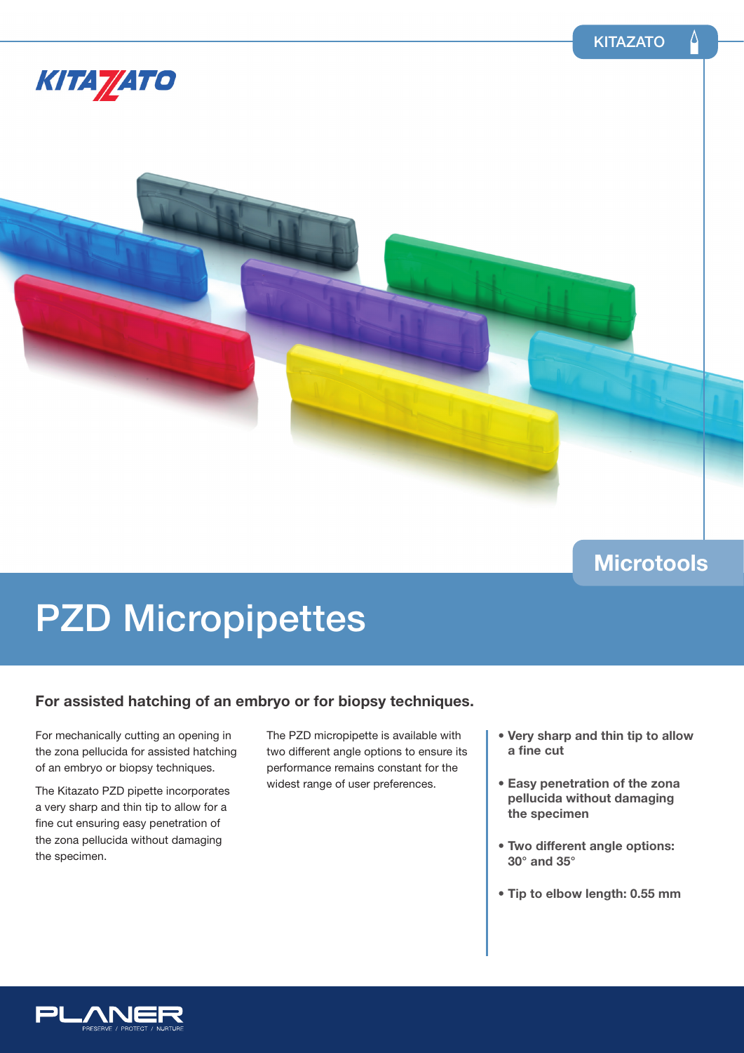KITAZATO

# PZD Micropipettes

Microtools

## For assisted hatching of an embryo or for biopsy techniques.

For mechanically cutting an opening in the zona pellucida for assisted hatching of an embryo or biopsy techniques.

The Kitazato PZD pipette incorporates a very sharp and thin tip to allow for a fine cut ensuring easy penetration of the zona pellucida without damaging the specimen.

The PZD micropipette is available with two different angle options to ensure its performance remains constant for the widest range of user preferences.

- **Very sharp and thin tip to allow a fine cut**
- **Easy penetration of the zona pellucida without damaging the specimen**
- **Two different angle options: 30° and 35°**
- **Tip to elbow length: 0.55 mm**

PLANER
PRESERVE / PROTECT / NURTURE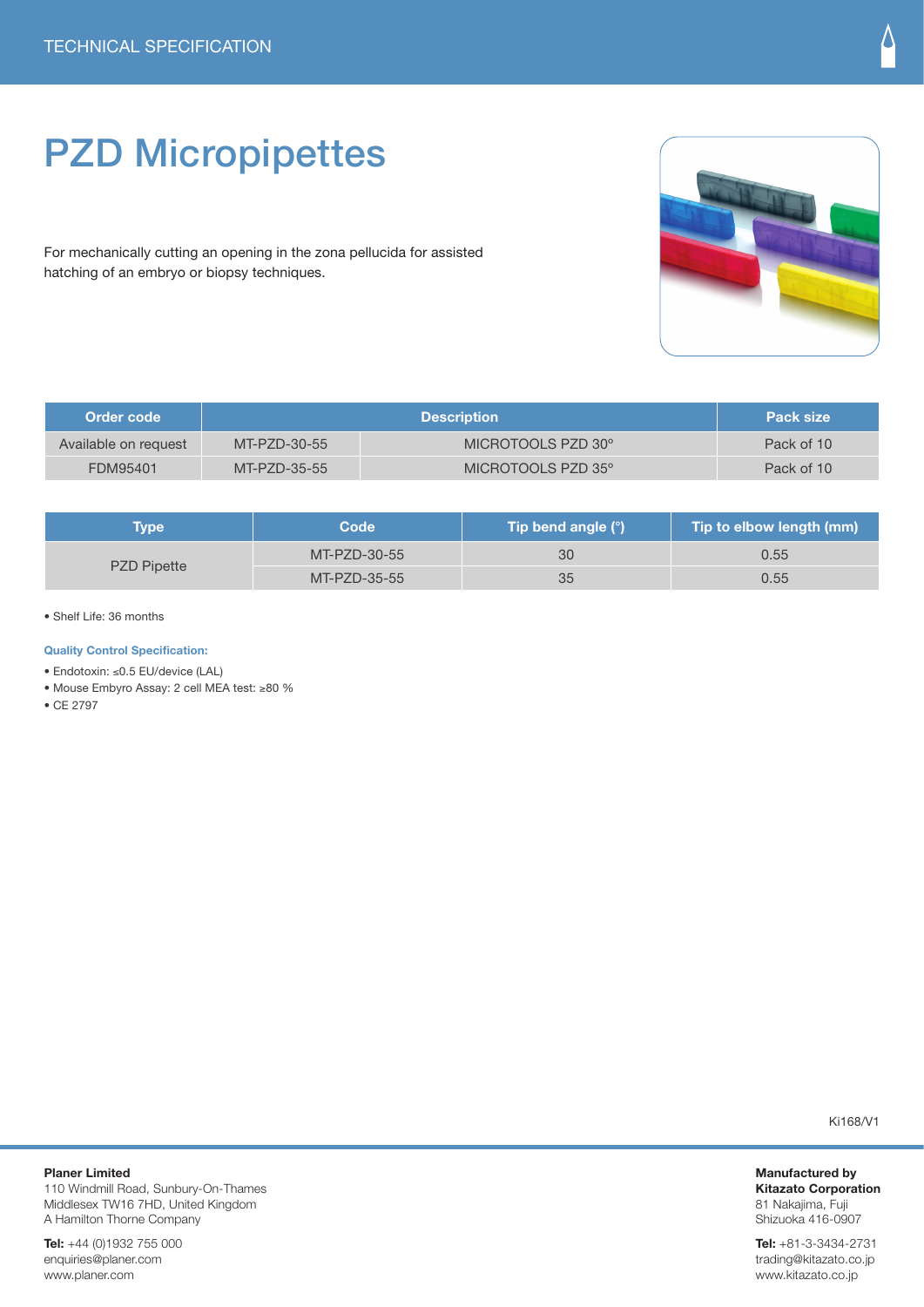# PZD Micropipettes

For mechanically cutting an opening in the zona pellucida for assisted hatching of an embryo or biopsy techniques.

| Order code | Description | | Pack size |
|---|---|---|---|
| Available on request | MT-PZD-30-55 | MICROTOOLS PZD 30º | Pack of 10 |
| FDM95401 | MT-PZD-35-55 | MICROTOOLS PZD 35º | Pack of 10 |

| Type | Code | Tip bend angle (°) | Tip to elbow length (mm) |
|---|---|---|---|
| PZD Pipette | MT-PZD-30-55 | 30 | 0.55 |
| | MT-PZD-35-55 | 35 | 0.55 |

- Shelf Life: 36 months

**Quality Control Specification:**

- Endotoxin: ≤0.5 EU/device (LAL)
- Mouse Embyro Assay: 2 cell MEA test: ≥80 %
- CE 2797

Ki168/V1

**Planer Limited**
110 Windmill Road, Sunbury-On-Thames
Middlesex TW16 7HD, United Kingdom
A Hamilton Thorne Company

**Tel:** +44 (0)1932 755 000
enquiries@planer.com
www.planer.com

**Manufactured by**
**Kitazato Corporation**
81 Nakajima, Fuji
Shizuoka 416-0907

**Tel:** +81-3-3434-2731
trading@kitazato.co.jp
www.kitazato.co.jp